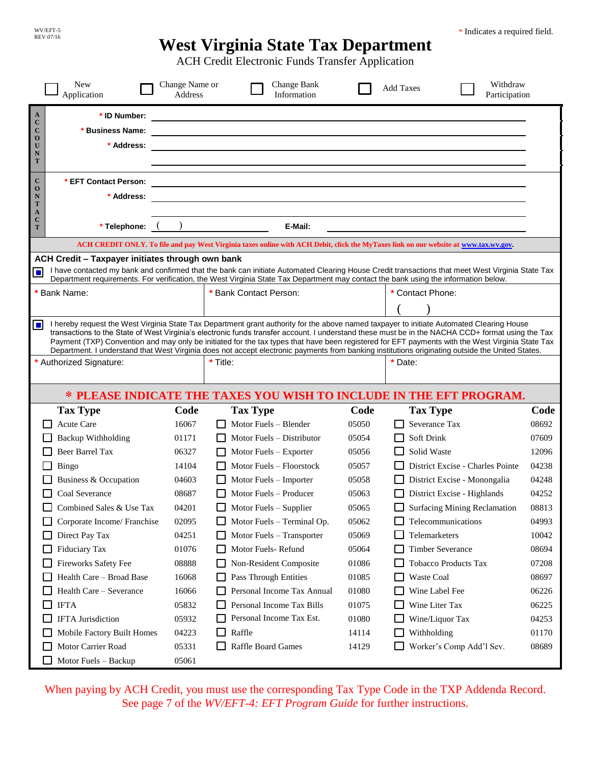WV/EFT-5
REV 07/16

\* Indicates a required field.

# West Virginia State Tax Department

## ACH Credit Electronic Funds Transfer Application

☐ New Application ☐ Change Name or Address ☐ Change Bank Information ☐ Add Taxes ☐ Withdraw Participation

**ACCOUNT**

**\* ID Number:** \_\_\_\_\_\_\_\_\_\_\_\_\_\_\_\_

**\* Business Name:** \_\_\_\_\_\_\_\_\_\_\_\_\_\_\_\_

**\* Address:** \_\_\_\_\_\_\_\_\_\_\_\_\_\_\_\_

**CONTACT**

**\* EFT Contact Person:** \_\_\_\_\_\_\_\_\_\_\_\_\_\_\_\_

**\* Address:** \_\_\_\_\_\_\_\_\_\_\_\_\_\_\_\_

**\* Telephone:** ( ) **E-Mail:** \_\_\_\_\_\_\_\_\_\_\_\_\_\_\_\_

**ACH CREDIT ONLY. To file and pay West Virginia taxes online with ACH Debit, click the MyTaxes link on our website at www.tax.wv.gov.**

**ACH Credit – Taxpayer initiates through own bank**

☐ I have contacted my bank and confirmed that the bank can initiate Automated Clearing House Credit transactions that meet West Virginia State Tax Department requirements. For verification, the West Virginia State Tax Department may contact the bank using the information below.

| \* Bank Name: | \* Bank Contact Person: | \* Contact Phone: ( ) |
|---|---|---|

☐ I hereby request the West Virginia State Tax Department grant authority for the above named taxpayer to initiate Automated Clearing House transactions to the State of West Virginia's electronic funds transfer account. I understand these must be in the NACHA CCD+ format using the Tax Payment (TXP) Convention and may only be initiated for the tax types that have been registered for EFT payments with the West Virginia State Tax Department. I understand that West Virginia does not accept electronic payments from banking institutions originating outside the United States.

| \* Authorized Signature: | \* Title: | \* Date: |
|---|---|---|

**\* PLEASE INDICATE THE TAXES YOU WISH TO INCLUDE IN THE EFT PROGRAM.**

| Tax Type | Code | Tax Type | Code | Tax Type | Code |
|---|---|---|---|---|---|
| ☐ Acute Care | 16067 | ☐ Motor Fuels – Blender | 05050 | ☐ Severance Tax | 08692 |
| ☐ Backup Withholding | 01171 | ☐ Motor Fuels – Distributor | 05054 | ☐ Soft Drink | 07609 |
| ☐ Beer Barrel Tax | 06327 | ☐ Motor Fuels – Exporter | 05056 | ☐ Solid Waste | 12096 |
| ☐ Bingo | 14104 | ☐ Motor Fuels – Floorstock | 05057 | ☐ District Excise - Charles Pointe | 04238 |
| ☐ Business & Occupation | 04603 | ☐ Motor Fuels – Importer | 05058 | ☐ District Excise - Monongalia | 04248 |
| ☐ Coal Severance | 08687 | ☐ Motor Fuels – Producer | 05063 | ☐ District Excise - Highlands | 04252 |
| ☐ Combined Sales & Use Tax | 04201 | ☐ Motor Fuels – Supplier | 05065 | ☐ Surfacing Mining Reclamation | 08813 |
| ☐ Corporate Income/ Franchise | 02095 | ☐ Motor Fuels – Terminal Op. | 05062 | ☐ Telecommunications | 04993 |
| ☐ Direct Pay Tax | 04251 | ☐ Motor Fuels – Transporter | 05069 | ☐ Telemarketers | 10042 |
| ☐ Fiduciary Tax | 01076 | ☐ Motor Fuels- Refund | 05064 | ☐ Timber Severance | 08694 |
| ☐ Fireworks Safety Fee | 08888 | ☐ Non-Resident Composite | 01086 | ☐ Tobacco Products Tax | 07208 |
| ☐ Health Care – Broad Base | 16068 | ☐ Pass Through Entities | 01085 | ☐ Waste Coal | 08697 |
| ☐ Health Care – Severance | 16066 | ☐ Personal Income Tax Annual | 01080 | ☐ Wine Label Fee | 06226 |
| ☐ IFTA | 05832 | ☐ Personal Income Tax Bills | 01075 | ☐ Wine Liter Tax | 06225 |
| ☐ IFTA Jurisdiction | 05932 | ☐ Personal Income Tax Est. | 01080 | ☐ Wine/Liquor Tax | 04253 |
| ☐ Mobile Factory Built Homes | 04223 | ☐ Raffle | 14114 | ☐ Withholding | 01170 |
| ☐ Motor Carrier Road | 05331 | ☐ Raffle Board Games | 14129 | ☐ Worker's Comp Add'l Sev. | 08689 |
| ☐ Motor Fuels – Backup | 05061 | | | | |

When paying by ACH Credit, you must use the corresponding Tax Type Code in the TXP Addenda Record. See page 7 of the *WV/EFT-4: EFT Program Guide* for further instructions.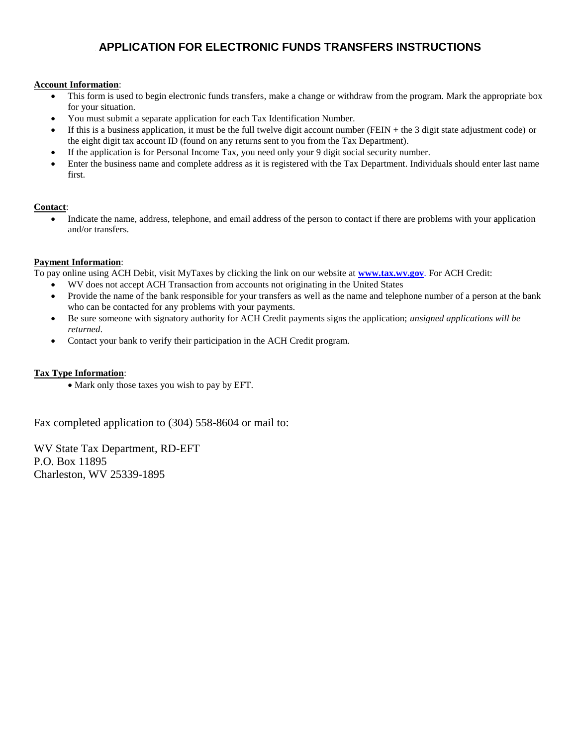# APPLICATION FOR ELECTRONIC FUNDS TRANSFERS INSTRUCTIONS

**Account Information**:

- This form is used to begin electronic funds transfers, make a change or withdraw from the program. Mark the appropriate box for your situation.
- You must submit a separate application for each Tax Identification Number.
- If this is a business application, it must be the full twelve digit account number (FEIN + the 3 digit state adjustment code) or the eight digit tax account ID (found on any returns sent to you from the Tax Department).
- If the application is for Personal Income Tax, you need only your 9 digit social security number.
- Enter the business name and complete address as it is registered with the Tax Department. Individuals should enter last name first.

**Contact**:

- Indicate the name, address, telephone, and email address of the person to contact if there are problems with your application and/or transfers.

**Payment Information**:

To pay online using ACH Debit, visit MyTaxes by clicking the link on our website at **www.tax.wv.gov**. For ACH Credit:

- WV does not accept ACH Transaction from accounts not originating in the United States
- Provide the name of the bank responsible for your transfers as well as the name and telephone number of a person at the bank who can be contacted for any problems with your payments.
- Be sure someone with signatory authority for ACH Credit payments signs the application; *unsigned applications will be returned*.
- Contact your bank to verify their participation in the ACH Credit program.

**Tax Type Information**:

- Mark only those taxes you wish to pay by EFT.

Fax completed application to (304) 558-8604 or mail to:

WV State Tax Department, RD-EFT
P.O. Box 11895
Charleston, WV 25339-1895